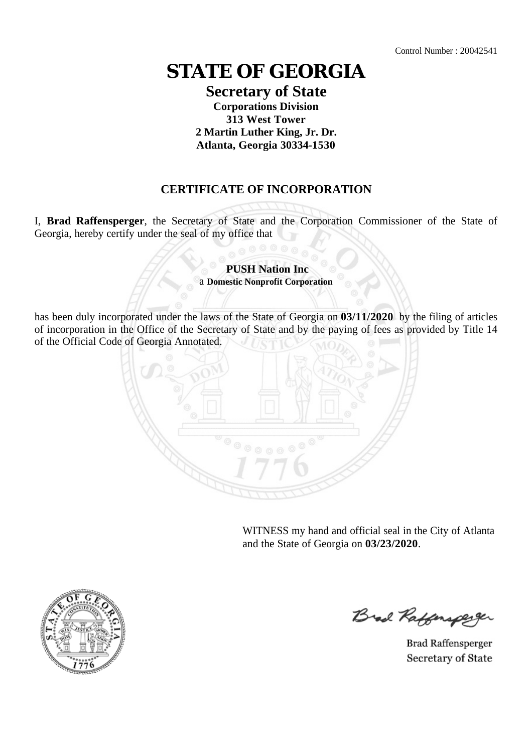Control Number : 20042541

# STATE OF GEORGIA

## Secretary of State

**Corporations Division**
**313 West Tower**
**2 Martin Luther King, Jr. Dr.**
**Atlanta, Georgia 30334-1530**

## CERTIFICATE OF INCORPORATION

I, **Brad Raffensperger**, the Secretary of State and the Corporation Commissioner of the State of Georgia, hereby certify under the seal of my office that

**PUSH Nation Inc**
a **Domestic Nonprofit Corporation**

has been duly incorporated under the laws of the State of Georgia on **03/11/2020** by the filing of articles of incorporation in the Office of the Secretary of State and by the paying of fees as provided by Title 14 of the Official Code of Georgia Annotated.

WITNESS my hand and official seal in the City of Atlanta and the State of Georgia on **03/23/2020**.

Brad Raffensperger
Secretary of State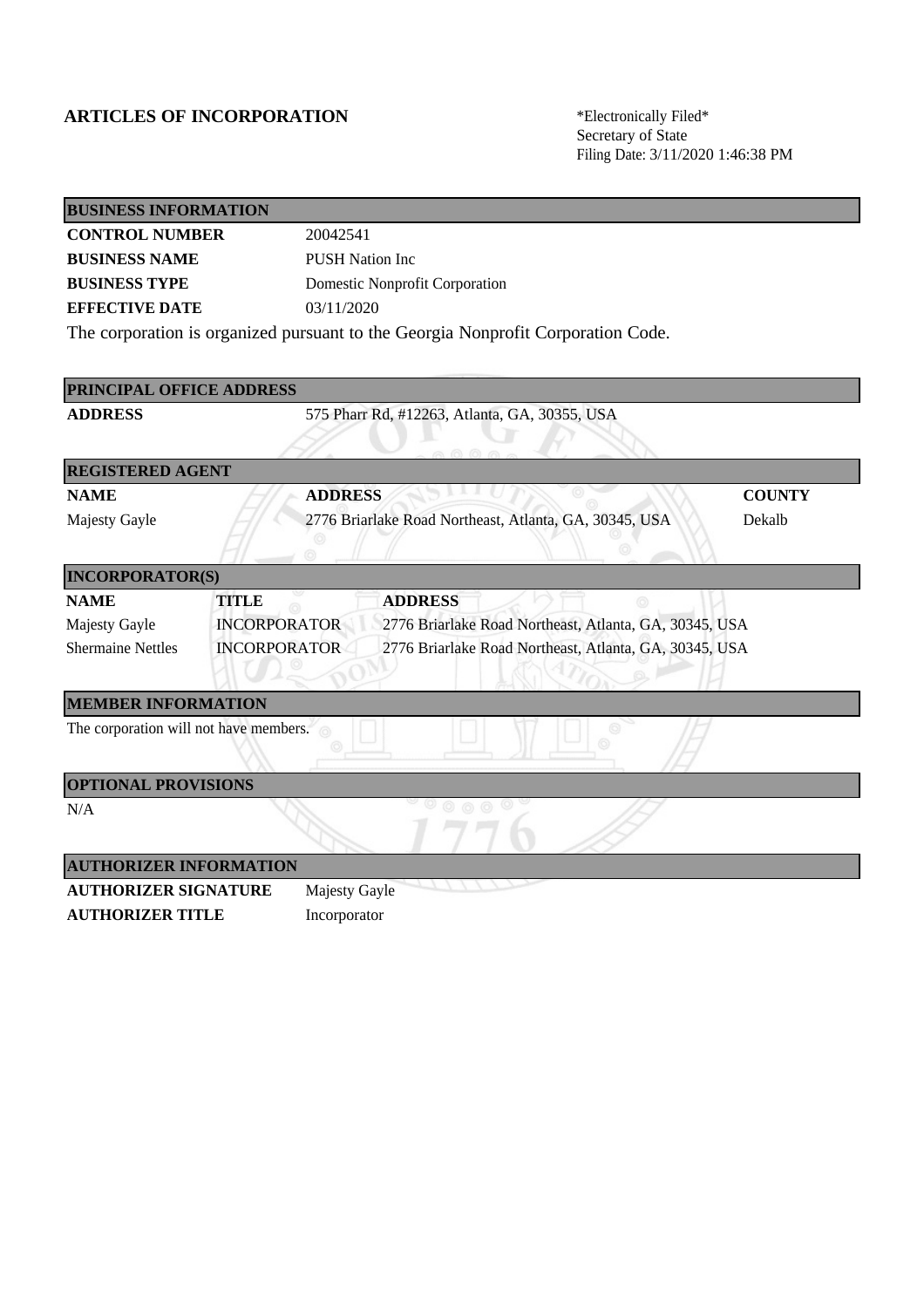# ARTICLES OF INCORPORATION

*Electronically Filed*
Secretary of State
Filing Date: 3/11/2020 1:46:38 PM

## BUSINESS INFORMATION

| | |
|---|---|
| **CONTROL NUMBER** | 20042541 |
| **BUSINESS NAME** | PUSH Nation Inc |
| **BUSINESS TYPE** | Domestic Nonprofit Corporation |
| **EFFECTIVE DATE** | 03/11/2020 |

The corporation is organized pursuant to the Georgia Nonprofit Corporation Code.

## PRINCIPAL OFFICE ADDRESS

| | |
|---|---|
| **ADDRESS** | 575 Pharr Rd, #12263, Atlanta, GA, 30355, USA |

## REGISTERED AGENT

| NAME | ADDRESS | COUNTY |
|---|---|---|
| Majesty Gayle | 2776 Briarlake Road Northeast, Atlanta, GA, 30345, USA | Dekalb |

## INCORPORATOR(S)

| NAME | TITLE | ADDRESS |
|---|---|---|
| Majesty Gayle | INCORPORATOR | 2776 Briarlake Road Northeast, Atlanta, GA, 30345, USA |
| Shermaine Nettles | INCORPORATOR | 2776 Briarlake Road Northeast, Atlanta, GA, 30345, USA |

## MEMBER INFORMATION

The corporation will not have members.

## OPTIONAL PROVISIONS

N/A

## AUTHORIZER INFORMATION

| | |
|---|---|
| **AUTHORIZER SIGNATURE** | Majesty Gayle |
| **AUTHORIZER TITLE** | Incorporator |